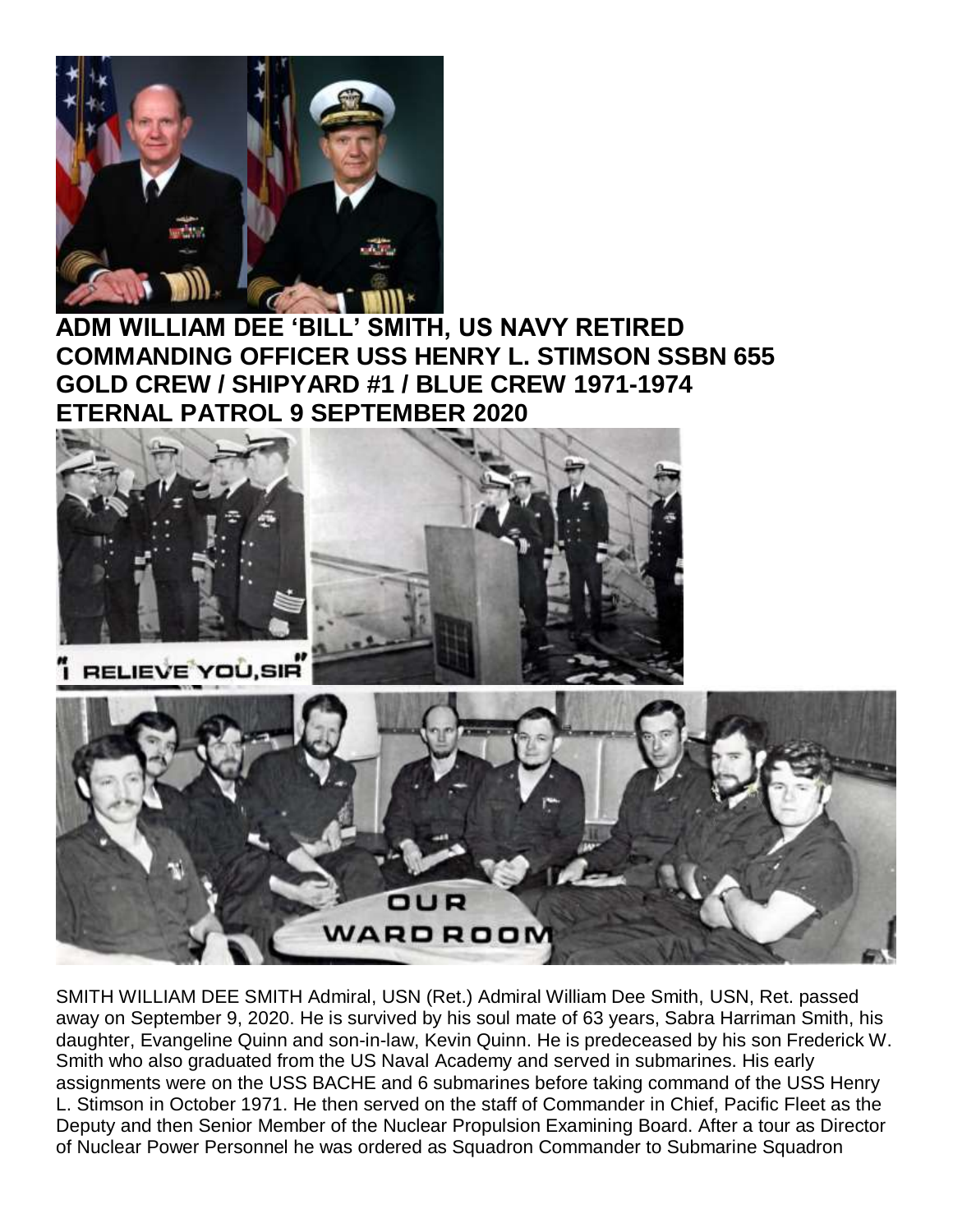# ADM WILLIAM DEE 'BILL' SMITH, US NAVY RETIRED
# COMMANDING OFFICER USS HENRY L. STIMSON SSBN 655
# GOLD CREW / SHIPYARD #1 / BLUE CREW 1971-1974
# ETERNAL PATROL 9 SEPTEMBER 2020

"I RELIEVE YOU, SIR"

OUR WARDROOM

SMITH WILLIAM DEE SMITH Admiral, USN (Ret.) Admiral William Dee Smith, USN, Ret. passed away on September 9, 2020. He is survived by his soul mate of 63 years, Sabra Harriman Smith, his daughter, Evangeline Quinn and son-in-law, Kevin Quinn. He is predeceased by his son Frederick W. Smith who also graduated from the US Naval Academy and served in submarines. His early assignments were on the USS BACHE and 6 submarines before taking command of the USS Henry L. Stimson in October 1971. He then served on the staff of Commander in Chief, Pacific Fleet as the Deputy and then Senior Member of the Nuclear Propulsion Examining Board. After a tour as Director of Nuclear Power Personnel he was ordered as Squadron Commander to Submarine Squadron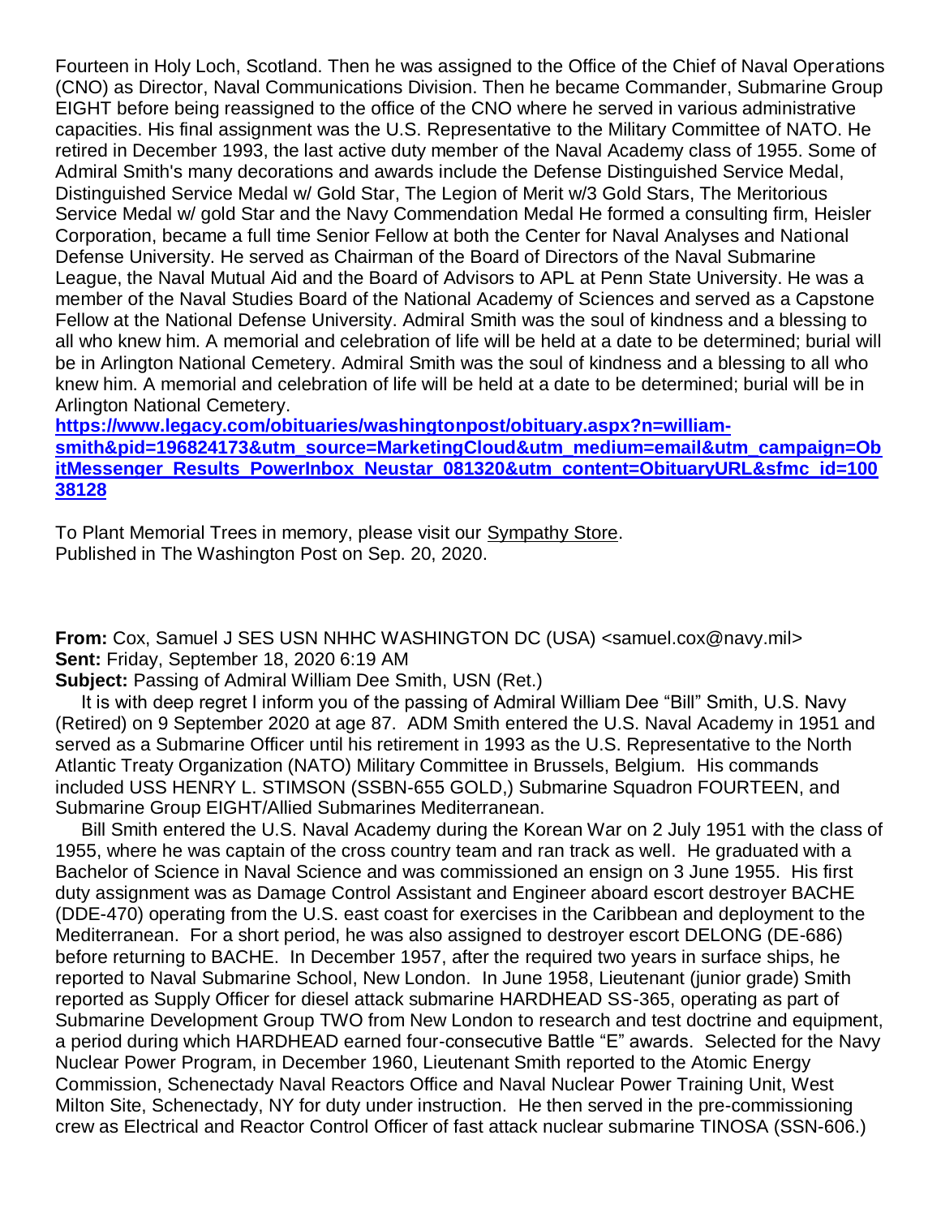Fourteen in Holy Loch, Scotland. Then he was assigned to the Office of the Chief of Naval Operations (CNO) as Director, Naval Communications Division. Then he became Commander, Submarine Group EIGHT before being reassigned to the office of the CNO where he served in various administrative capacities. His final assignment was the U.S. Representative to the Military Committee of NATO. He retired in December 1993, the last active duty member of the Naval Academy class of 1955. Some of Admiral Smith's many decorations and awards include the Defense Distinguished Service Medal, Distinguished Service Medal w/ Gold Star, The Legion of Merit w/3 Gold Stars, The Meritorious Service Medal w/ gold Star and the Navy Commendation Medal He formed a consulting firm, Heisler Corporation, became a full time Senior Fellow at both the Center for Naval Analyses and National Defense University. He served as Chairman of the Board of Directors of the Naval Submarine League, the Naval Mutual Aid and the Board of Advisors to APL at Penn State University. He was a member of the Naval Studies Board of the National Academy of Sciences and served as a Capstone Fellow at the National Defense University. Admiral Smith was the soul of kindness and a blessing to all who knew him. A memorial and celebration of life will be held at a date to be determined; burial will be in Arlington National Cemetery. Admiral Smith was the soul of kindness and a blessing to all who knew him. A memorial and celebration of life will be held at a date to be determined; burial will be in Arlington National Cemetery.
**[https://www.legacy.com/obituaries/washingtonpost/obituary.aspx?n=william-smith&pid=196824173&utm_source=MarketingCloud&utm_medium=email&utm_campaign=ObitMessenger_Results_PowerInbox_Neustar_081320&utm_content=ObituaryURL&sfmc_id=10038128](https://www.legacy.com/obituaries/washingtonpost/obituary.aspx?n=william-smith&pid=196824173&utm_source=MarketingCloud&utm_medium=email&utm_campaign=ObitMessenger_Results_PowerInbox_Neustar_081320&utm_content=ObituaryURL&sfmc_id=10038128)**

To Plant Memorial Trees in memory, please visit our Sympathy Store.
Published in The Washington Post on Sep. 20, 2020.

**From:** Cox, Samuel J SES USN NHHC WASHINGTON DC (USA) <samuel.cox@navy.mil>
**Sent:** Friday, September 18, 2020 6:19 AM
**Subject:** Passing of Admiral William Dee Smith, USN (Ret.)

It is with deep regret I inform you of the passing of Admiral William Dee "Bill" Smith, U.S. Navy (Retired) on 9 September 2020 at age 87. ADM Smith entered the U.S. Naval Academy in 1951 and served as a Submarine Officer until his retirement in 1993 as the U.S. Representative to the North Atlantic Treaty Organization (NATO) Military Committee in Brussels, Belgium. His commands included USS HENRY L. STIMSON (SSBN-655 GOLD,) Submarine Squadron FOURTEEN, and Submarine Group EIGHT/Allied Submarines Mediterranean.

Bill Smith entered the U.S. Naval Academy during the Korean War on 2 July 1951 with the class of 1955, where he was captain of the cross country team and ran track as well. He graduated with a Bachelor of Science in Naval Science and was commissioned an ensign on 3 June 1955. His first duty assignment was as Damage Control Assistant and Engineer aboard escort destroyer BACHE (DDE-470) operating from the U.S. east coast for exercises in the Caribbean and deployment to the Mediterranean. For a short period, he was also assigned to destroyer escort DELONG (DE-686) before returning to BACHE. In December 1957, after the required two years in surface ships, he reported to Naval Submarine School, New London. In June 1958, Lieutenant (junior grade) Smith reported as Supply Officer for diesel attack submarine HARDHEAD SS-365, operating as part of Submarine Development Group TWO from New London to research and test doctrine and equipment, a period during which HARDHEAD earned four-consecutive Battle "E" awards. Selected for the Navy Nuclear Power Program, in December 1960, Lieutenant Smith reported to the Atomic Energy Commission, Schenectady Naval Reactors Office and Naval Nuclear Power Training Unit, West Milton Site, Schenectady, NY for duty under instruction. He then served in the pre-commissioning crew as Electrical and Reactor Control Officer of fast attack nuclear submarine TINOSA (SSN-606.)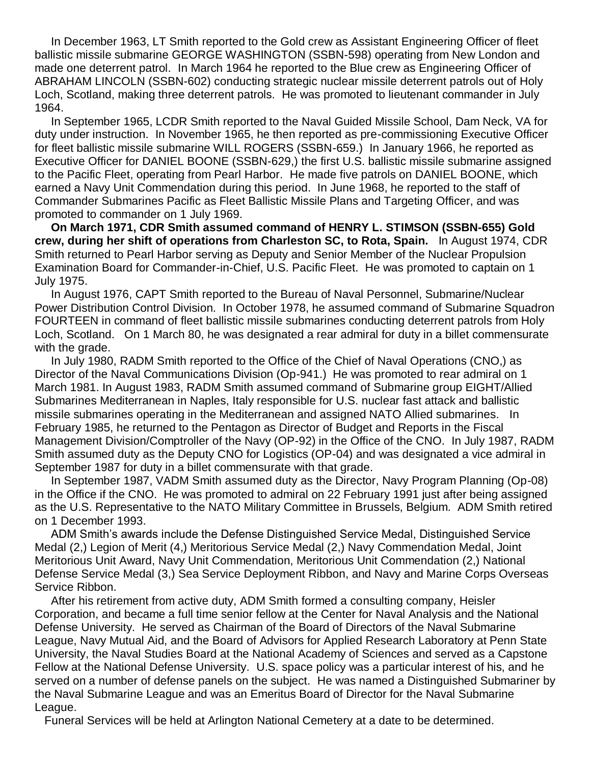In December 1963, LT Smith reported to the Gold crew as Assistant Engineering Officer of fleet ballistic missile submarine GEORGE WASHINGTON (SSBN-598) operating from New London and made one deterrent patrol. In March 1964 he reported to the Blue crew as Engineering Officer of ABRAHAM LINCOLN (SSBN-602) conducting strategic nuclear missile deterrent patrols out of Holy Loch, Scotland, making three deterrent patrols. He was promoted to lieutenant commander in July 1964.

In September 1965, LCDR Smith reported to the Naval Guided Missile School, Dam Neck, VA for duty under instruction. In November 1965, he then reported as pre-commissioning Executive Officer for fleet ballistic missile submarine WILL ROGERS (SSBN-659.) In January 1966, he reported as Executive Officer for DANIEL BOONE (SSBN-629,) the first U.S. ballistic missile submarine assigned to the Pacific Fleet, operating from Pearl Harbor. He made five patrols on DANIEL BOONE, which earned a Navy Unit Commendation during this period. In June 1968, he reported to the staff of Commander Submarines Pacific as Fleet Ballistic Missile Plans and Targeting Officer, and was promoted to commander on 1 July 1969.

**On March 1971, CDR Smith assumed command of HENRY L. STIMSON (SSBN-655) Gold crew, during her shift of operations from Charleston SC, to Rota, Spain.** In August 1974, CDR Smith returned to Pearl Harbor serving as Deputy and Senior Member of the Nuclear Propulsion Examination Board for Commander-in-Chief, U.S. Pacific Fleet. He was promoted to captain on 1 July 1975.

In August 1976, CAPT Smith reported to the Bureau of Naval Personnel, Submarine/Nuclear Power Distribution Control Division. In October 1978, he assumed command of Submarine Squadron FOURTEEN in command of fleet ballistic missile submarines conducting deterrent patrols from Holy Loch, Scotland. On 1 March 80, he was designated a rear admiral for duty in a billet commensurate with the grade.

In July 1980, RADM Smith reported to the Office of the Chief of Naval Operations (CNO,) as Director of the Naval Communications Division (Op-941.) He was promoted to rear admiral on 1 March 1981. In August 1983, RADM Smith assumed command of Submarine group EIGHT/Allied Submarines Mediterranean in Naples, Italy responsible for U.S. nuclear fast attack and ballistic missile submarines operating in the Mediterranean and assigned NATO Allied submarines. In February 1985, he returned to the Pentagon as Director of Budget and Reports in the Fiscal Management Division/Comptroller of the Navy (OP-92) in the Office of the CNO. In July 1987, RADM Smith assumed duty as the Deputy CNO for Logistics (OP-04) and was designated a vice admiral in September 1987 for duty in a billet commensurate with that grade.

In September 1987, VADM Smith assumed duty as the Director, Navy Program Planning (Op-08) in the Office if the CNO. He was promoted to admiral on 22 February 1991 just after being assigned as the U.S. Representative to the NATO Military Committee in Brussels, Belgium. ADM Smith retired on 1 December 1993.

ADM Smith's awards include the Defense Distinguished Service Medal, Distinguished Service Medal (2,) Legion of Merit (4,) Meritorious Service Medal (2,) Navy Commendation Medal, Joint Meritorious Unit Award, Navy Unit Commendation, Meritorious Unit Commendation (2,) National Defense Service Medal (3,) Sea Service Deployment Ribbon, and Navy and Marine Corps Overseas Service Ribbon.

After his retirement from active duty, ADM Smith formed a consulting company, Heisler Corporation, and became a full time senior fellow at the Center for Naval Analysis and the National Defense University. He served as Chairman of the Board of Directors of the Naval Submarine League, Navy Mutual Aid, and the Board of Advisors for Applied Research Laboratory at Penn State University, the Naval Studies Board at the National Academy of Sciences and served as a Capstone Fellow at the National Defense University. U.S. space policy was a particular interest of his, and he served on a number of defense panels on the subject. He was named a Distinguished Submariner by the Naval Submarine League and was an Emeritus Board of Director for the Naval Submarine League.

Funeral Services will be held at Arlington National Cemetery at a date to be determined.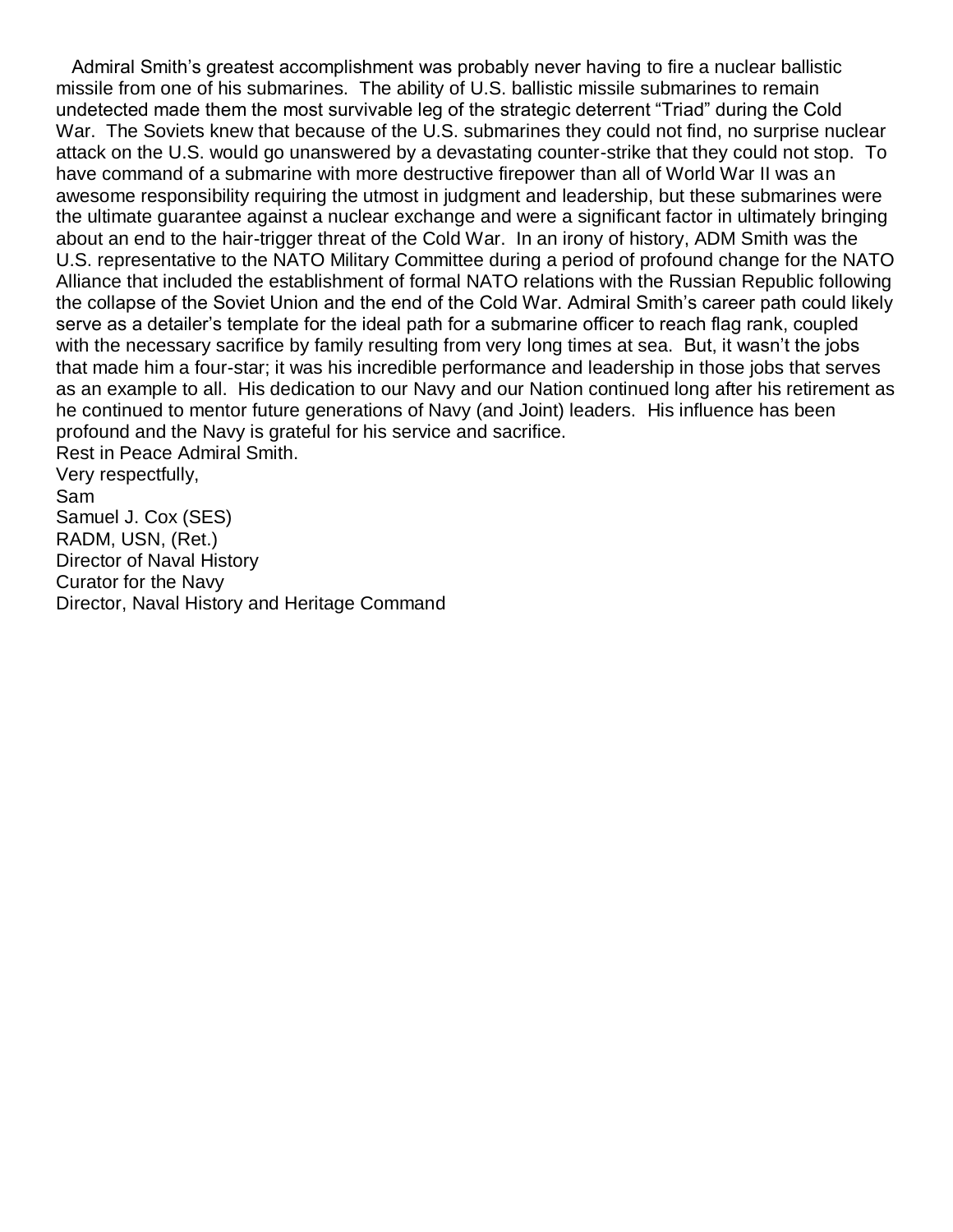Admiral Smith's greatest accomplishment was probably never having to fire a nuclear ballistic missile from one of his submarines. The ability of U.S. ballistic missile submarines to remain undetected made them the most survivable leg of the strategic deterrent "Triad" during the Cold War. The Soviets knew that because of the U.S. submarines they could not find, no surprise nuclear attack on the U.S. would go unanswered by a devastating counter-strike that they could not stop. To have command of a submarine with more destructive firepower than all of World War II was an awesome responsibility requiring the utmost in judgment and leadership, but these submarines were the ultimate guarantee against a nuclear exchange and were a significant factor in ultimately bringing about an end to the hair-trigger threat of the Cold War. In an irony of history, ADM Smith was the U.S. representative to the NATO Military Committee during a period of profound change for the NATO Alliance that included the establishment of formal NATO relations with the Russian Republic following the collapse of the Soviet Union and the end of the Cold War. Admiral Smith's career path could likely serve as a detailer's template for the ideal path for a submarine officer to reach flag rank, coupled with the necessary sacrifice by family resulting from very long times at sea. But, it wasn't the jobs that made him a four-star; it was his incredible performance and leadership in those jobs that serves as an example to all. His dedication to our Navy and our Nation continued long after his retirement as he continued to mentor future generations of Navy (and Joint) leaders. His influence has been profound and the Navy is grateful for his service and sacrifice.

Rest in Peace Admiral Smith.

Very respectfully,

Sam

Samuel J. Cox (SES)
RADM, USN, (Ret.)
Director of Naval History
Curator for the Navy
Director, Naval History and Heritage Command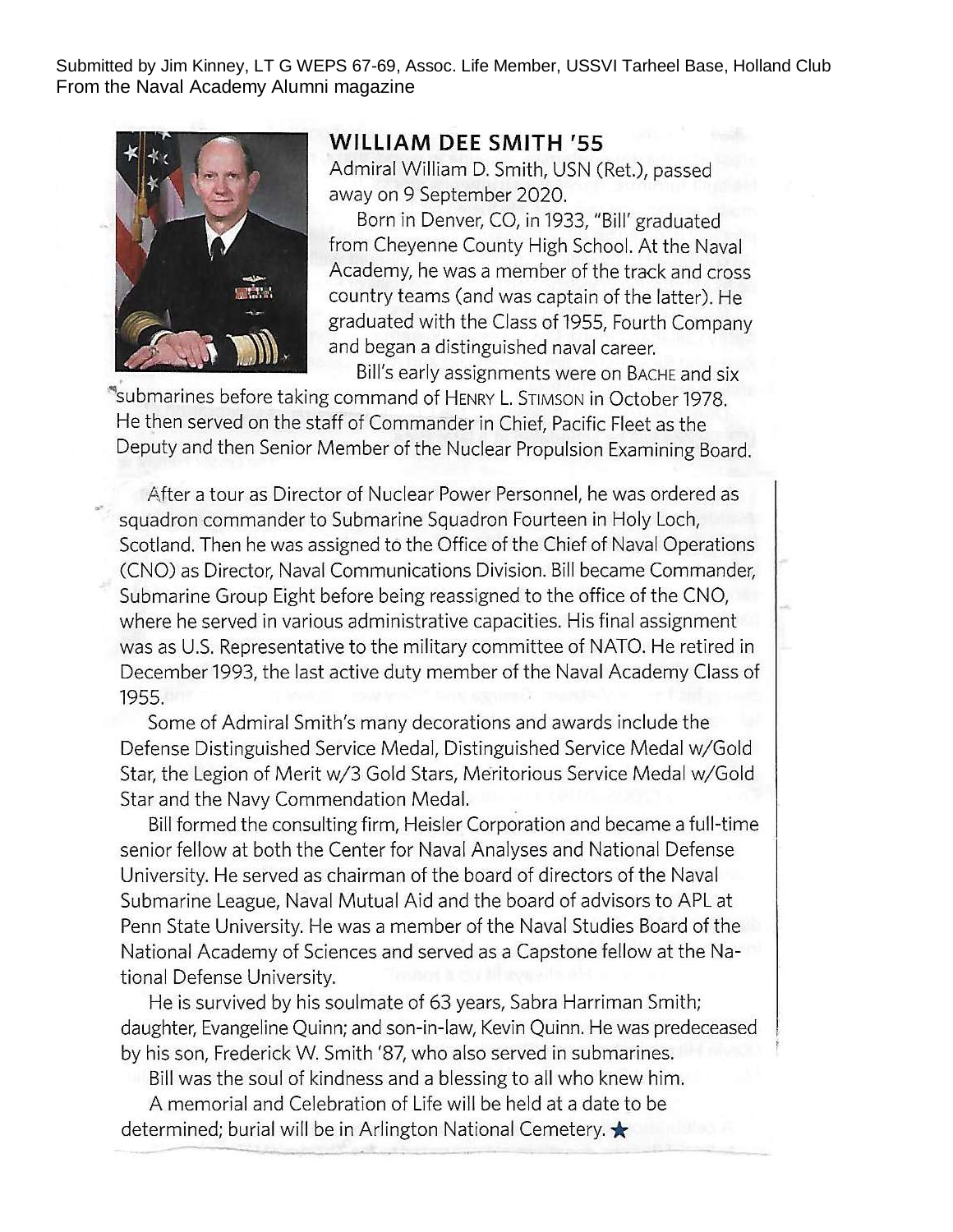Submitted by Jim Kinney, LT G WEPS 67-69, Assoc. Life Member, USSVI Tarheel Base, Holland Club
From the Naval Academy Alumni magazine

## WILLIAM DEE SMITH '55

Admiral William D. Smith, USN (Ret.), passed away on 9 September 2020.

Born in Denver, CO, in 1933, "Bill' graduated from Cheyenne County High School. At the Naval Academy, he was a member of the track and cross country teams (and was captain of the latter). He graduated with the Class of 1955, Fourth Company and began a distinguished naval career.

Bill's early assignments were on BACHE and six submarines before taking command of HENRY L. STIMSON in October 1978. He then served on the staff of Commander in Chief, Pacific Fleet as the Deputy and then Senior Member of the Nuclear Propulsion Examining Board.

After a tour as Director of Nuclear Power Personnel, he was ordered as squadron commander to Submarine Squadron Fourteen in Holy Loch, Scotland. Then he was assigned to the Office of the Chief of Naval Operations (CNO) as Director, Naval Communications Division. Bill became Commander, Submarine Group Eight before being reassigned to the office of the CNO, where he served in various administrative capacities. His final assignment was as U.S. Representative to the military committee of NATO. He retired in December 1993, the last active duty member of the Naval Academy Class of 1955.

Some of Admiral Smith's many decorations and awards include the Defense Distinguished Service Medal, Distinguished Service Medal w/Gold Star, the Legion of Merit w/3 Gold Stars, Meritorious Service Medal w/Gold Star and the Navy Commendation Medal.

Bill formed the consulting firm, Heisler Corporation and became a full-time senior fellow at both the Center for Naval Analyses and National Defense University. He served as chairman of the board of directors of the Naval Submarine League, Naval Mutual Aid and the board of advisors to APL at Penn State University. He was a member of the Naval Studies Board of the National Academy of Sciences and served as a Capstone fellow at the National Defense University.

He is survived by his soulmate of 63 years, Sabra Harriman Smith; daughter, Evangeline Quinn; and son-in-law, Kevin Quinn. He was predeceased by his son, Frederick W. Smith '87, who also served in submarines.

Bill was the soul of kindness and a blessing to all who knew him.

A memorial and Celebration of Life will be held at a date to be determined; burial will be in Arlington National Cemetery. ★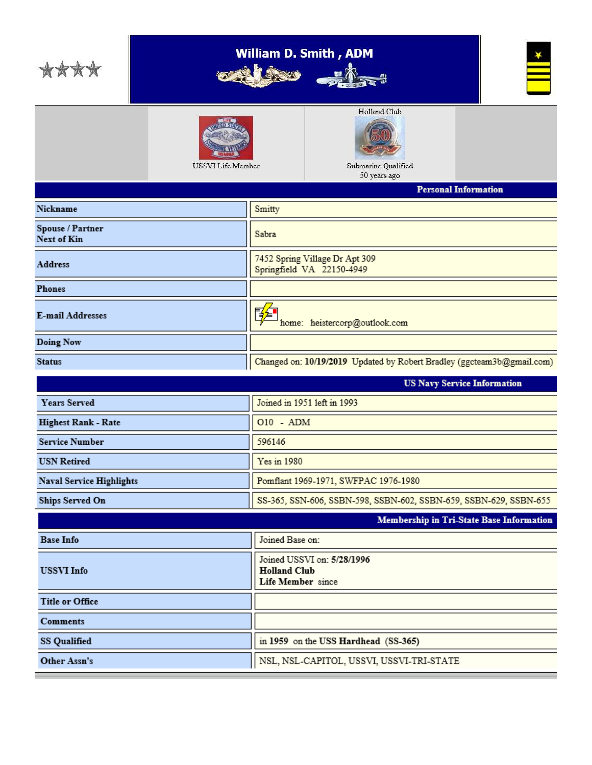# William D. Smith , ADM

Holland Club

USSVI Life Member

Submarine Qualified
50 years ago

## Personal Information

| | |
|---|---|
| **Nickname** | Smitty |
| **Spouse / Partner Next of Kin** | Sabra |
| **Address** | 7452 Spring Village Dr Apt 309<br>Springfield VA 22150-4949 |
| **Phones** | |
| **E-mail Addresses** | home: heistercorp@outlook.com |
| **Doing Now** | |
| **Status** | Changed on: **10/19/2019** Updated by Robert Bradley (ggcteam3b@gmail.com) |

## US Navy Service Information

| | |
|---|---|
| **Years Served** | Joined in 1951 left in 1993 |
| **Highest Rank - Rate** | O10 - ADM |
| **Service Number** | 596146 |
| **USN Retired** | Yes in 1980 |
| **Naval Service Highlights** | Pomflant 1969-1971, SWFPAC 1976-1980 |
| **Ships Served On** | SS-365, SSN-606, SSBN-598, SSBN-602, SSBN-659, SSBN-629, SSBN-655 |

## Membership in Tri-State Base Information

| | |
|---|---|
| **Base Info** | Joined Base on: |
| **USSVI Info** | Joined USSVI on: **5/28/1996**<br>**Holland Club**<br>**Life Member** since |
| **Title or Office** | |
| **Comments** | |
| **SS Qualified** | in **1959** on the USS **Hardhead** (**SS-365**) |
| **Other Assn's** | NSL, NSL-CAPITOL, USSVI, USSVI-TRI-STATE |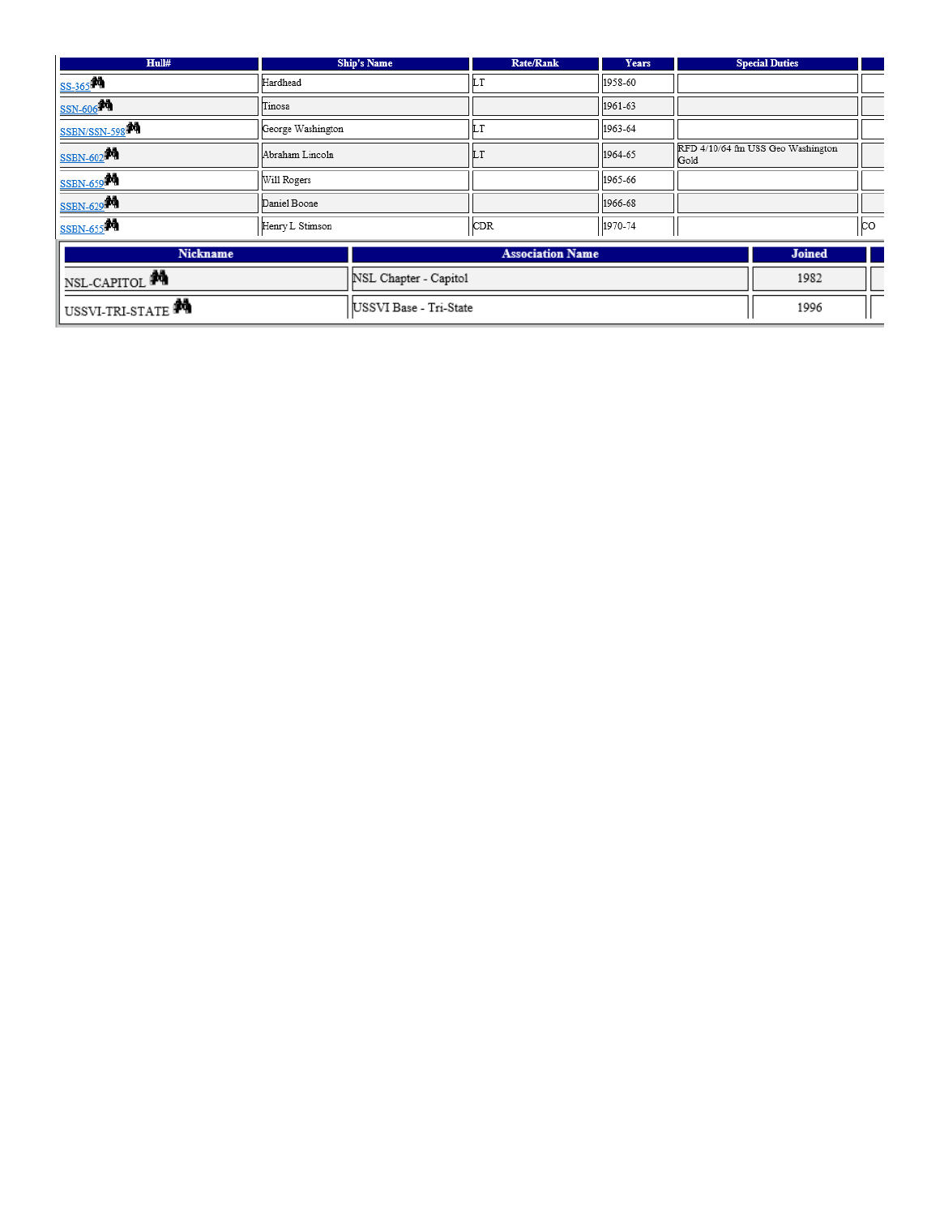| Hull# | Ship's Name | Rate/Rank | Years | Special Duties | |
|---|---|---|---|---|---|
| SS-365 | Hardhead | LT | 1958-60 | | |
| SSN-606 | Tinosa | | 1961-63 | | |
| SSBN/SSN-598 | George Washington | LT | 1963-64 | | |
| SSBN-602 | Abraham Lincoln | LT | 1964-65 | RFD 4/10/64 fm USS Geo Washington Gold | |
| SSBN-659 | Will Rogers | | 1965-66 | | |
| SSBN-629 | Daniel Boone | | 1966-68 | | |
| SSBN-655 | Henry L Stimson | CDR | 1970-74 | | CO |

| Nickname | Association Name | Joined | |
|---|---|---|---|
| NSL-CAPITOL | NSL Chapter - Capitol | 1982 | |
| USSVI-TRI-STATE | USSVI Base - Tri-State | 1996 | |